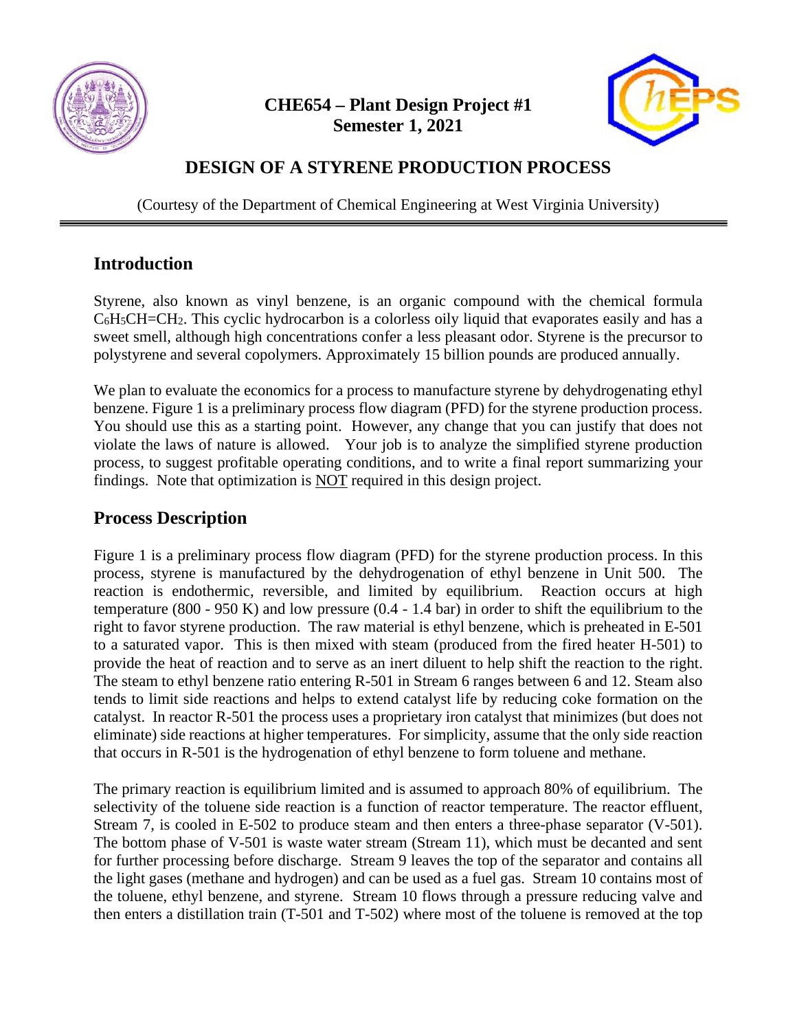**CHE654 – Plant Design Project #1**
**Semester 1, 2021**

# DESIGN OF A STYRENE PRODUCTION PROCESS

(Courtesy of the Department of Chemical Engineering at West Virginia University)

## Introduction

Styrene, also known as vinyl benzene, is an organic compound with the chemical formula $C_6H_5CH{=}CH_2$. This cyclic hydrocarbon is a colorless oily liquid that evaporates easily and has a sweet smell, although high concentrations confer a less pleasant odor. Styrene is the precursor to polystyrene and several copolymers. Approximately 15 billion pounds are produced annually.

We plan to evaluate the economics for a process to manufacture styrene by dehydrogenating ethyl benzene. Figure 1 is a preliminary process flow diagram (PFD) for the styrene production process. You should use this as a starting point. However, any change that you can justify that does not violate the laws of nature is allowed. Your job is to analyze the simplified styrene production process, to suggest profitable operating conditions, and to write a final report summarizing your findings. Note that optimization is NOT required in this design project.

## Process Description

Figure 1 is a preliminary process flow diagram (PFD) for the styrene production process. In this process, styrene is manufactured by the dehydrogenation of ethyl benzene in Unit 500. The reaction is endothermic, reversible, and limited by equilibrium. Reaction occurs at high temperature (800 - 950 K) and low pressure (0.4 - 1.4 bar) in order to shift the equilibrium to the right to favor styrene production. The raw material is ethyl benzene, which is preheated in E-501 to a saturated vapor. This is then mixed with steam (produced from the fired heater H-501) to provide the heat of reaction and to serve as an inert diluent to help shift the reaction to the right. The steam to ethyl benzene ratio entering R-501 in Stream 6 ranges between 6 and 12. Steam also tends to limit side reactions and helps to extend catalyst life by reducing coke formation on the catalyst. In reactor R-501 the process uses a proprietary iron catalyst that minimizes (but does not eliminate) side reactions at higher temperatures. For simplicity, assume that the only side reaction that occurs in R-501 is the hydrogenation of ethyl benzene to form toluene and methane.

The primary reaction is equilibrium limited and is assumed to approach 80% of equilibrium. The selectivity of the toluene side reaction is a function of reactor temperature. The reactor effluent, Stream 7, is cooled in E-502 to produce steam and then enters a three-phase separator (V-501). The bottom phase of V-501 is waste water stream (Stream 11), which must be decanted and sent for further processing before discharge. Stream 9 leaves the top of the separator and contains all the light gases (methane and hydrogen) and can be used as a fuel gas. Stream 10 contains most of the toluene, ethyl benzene, and styrene. Stream 10 flows through a pressure reducing valve and then enters a distillation train (T-501 and T-502) where most of the toluene is removed at the top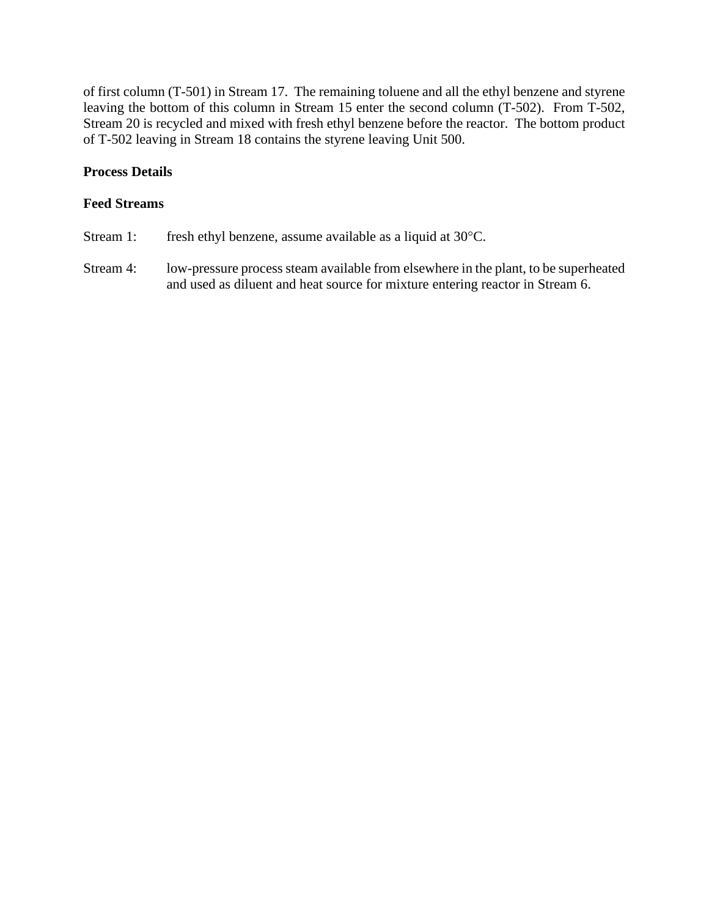of first column (T-501) in Stream 17. The remaining toluene and all the ethyl benzene and styrene leaving the bottom of this column in Stream 15 enter the second column (T-502). From T-502, Stream 20 is recycled and mixed with fresh ethyl benzene before the reactor. The bottom product of T-502 leaving in Stream 18 contains the styrene leaving Unit 500.

**Process Details**

**Feed Streams**

Stream 1: fresh ethyl benzene, assume available as a liquid at 30°C.

Stream 4: low-pressure process steam available from elsewhere in the plant, to be superheated and used as diluent and heat source for mixture entering reactor in Stream 6.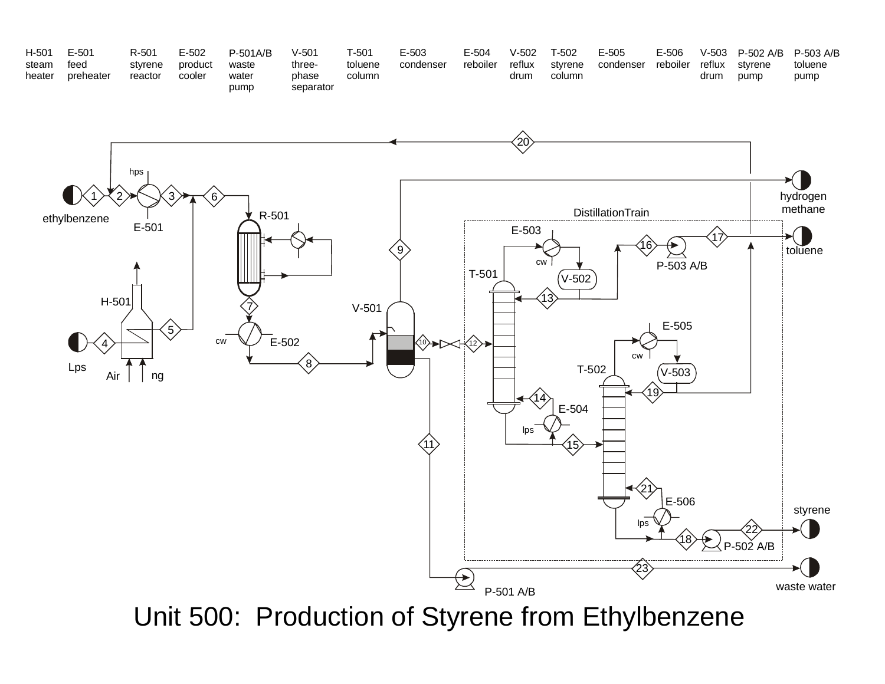| H-501 | E-501 | R-501 | E-502 | P-501A/B | V-501 | T-501 | E-503 | E-504 | V-502 | T-502 | E-505 | E-506 | V-503 | P-502 A/B | P-503 A/B |
|---|---|---|---|---|---|---|---|---|---|---|---|---|---|---|---|
| steam heater | feed preheater | styrene reactor | product cooler | waste water pump | three-phase separator | toluene column | condenser | reboiler | reflux drum | styrene column | condenser | reboiler | reflux drum | styrene pump | toluene pump |

# Unit 500: Production of Styrene from Ethylbenzene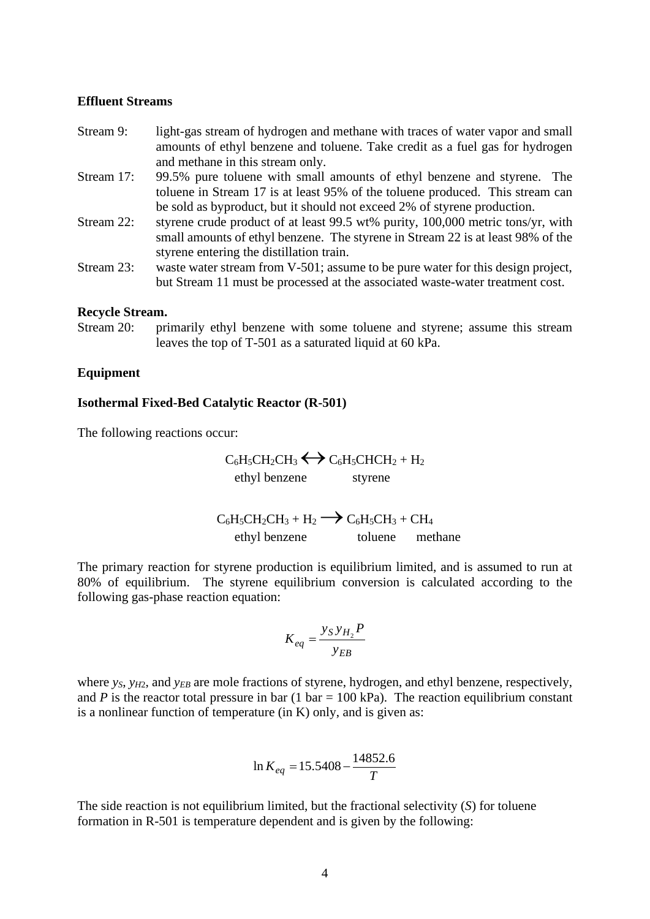**Effluent Streams**

Stream 9: light-gas stream of hydrogen and methane with traces of water vapor and small amounts of ethyl benzene and toluene. Take credit as a fuel gas for hydrogen and methane in this stream only.

Stream 17: 99.5% pure toluene with small amounts of ethyl benzene and styrene. The toluene in Stream 17 is at least 95% of the toluene produced. This stream can be sold as byproduct, but it should not exceed 2% of styrene production.

Stream 22: styrene crude product of at least 99.5 wt% purity, 100,000 metric tons/yr, with small amounts of ethyl benzene. The styrene in Stream 22 is at least 98% of the styrene entering the distillation train.

Stream 23: waste water stream from V-501; assume to be pure water for this design project, but Stream 11 must be processed at the associated waste-water treatment cost.

**Recycle Stream.**

Stream 20: primarily ethyl benzene with some toluene and styrene; assume this stream leaves the top of T-501 as a saturated liquid at 60 kPa.

**Equipment**

**Isothermal Fixed-Bed Catalytic Reactor (R-501)**

The following reactions occur:

$$\underset{\text{ethyl benzene}}{C_6H_5CH_2CH_3} \longleftrightarrow \underset{\text{styrene}}{C_6H_5CHCH_2} + H_2$$

$$\underset{\text{ethyl benzene}}{C_6H_5CH_2CH_3} + H_2 \longrightarrow \underset{\text{toluene}}{C_6H_5CH_3} + \underset{\text{methane}}{CH_4}$$

The primary reaction for styrene production is equilibrium limited, and is assumed to run at 80% of equilibrium. The styrene equilibrium conversion is calculated according to the following gas-phase reaction equation:

$$K_{eq} = \frac{y_S y_{H_2} P}{y_{EB}}$$

where $y_S$, $y_{H2}$, and $y_{EB}$ are mole fractions of styrene, hydrogen, and ethyl benzene, respectively, and $P$ is the reactor total pressure in bar (1 bar = 100 kPa). The reaction equilibrium constant is a nonlinear function of temperature (in K) only, and is given as:

$$\ln K_{eq} = 15.5408 - \frac{14852.6}{T}$$

The side reaction is not equilibrium limited, but the fractional selectivity ($S$) for toluene formation in R-501 is temperature dependent and is given by the following: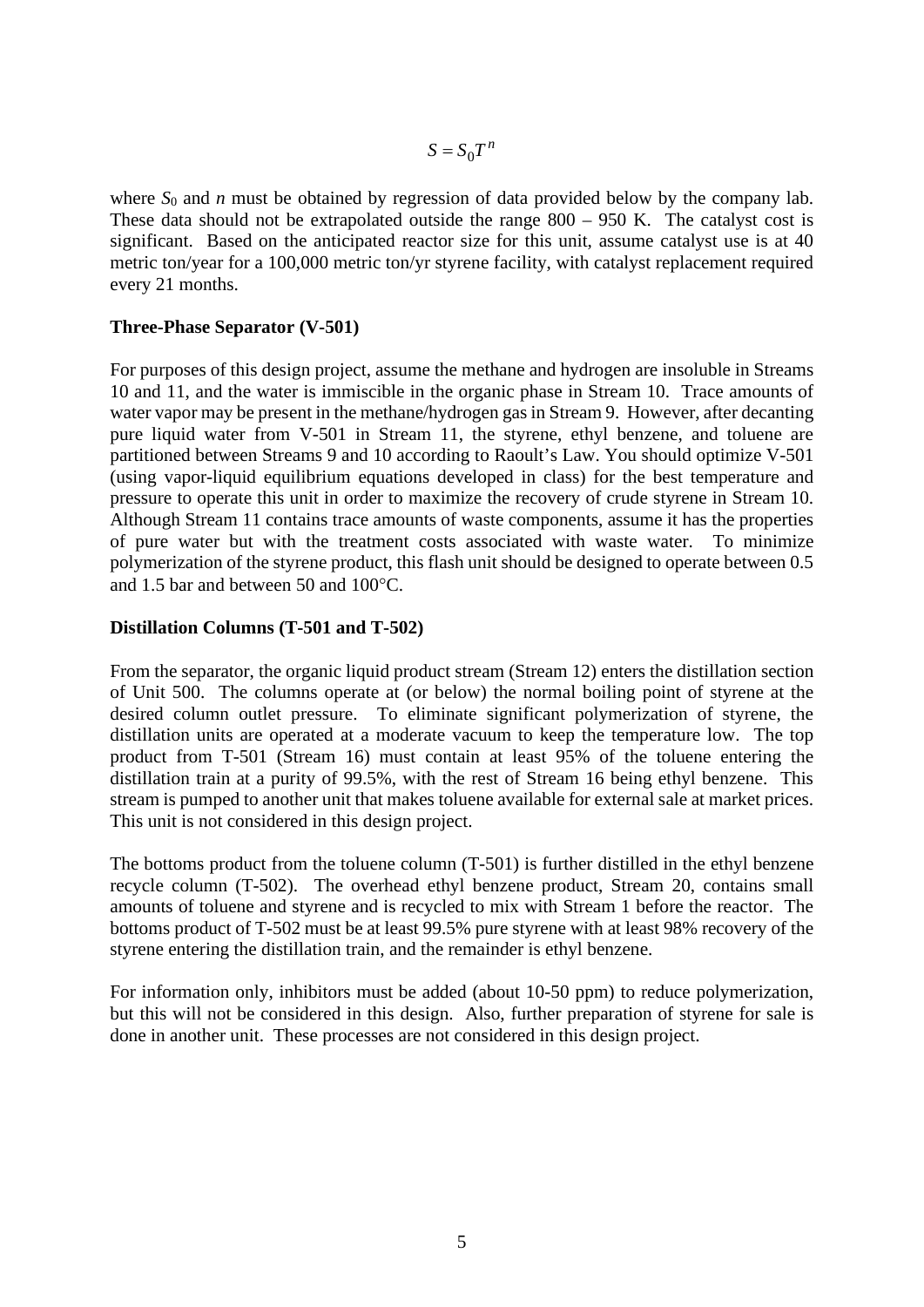$$S = S_0 T^n$$

where $S_0$ and $n$ must be obtained by regression of data provided below by the company lab. These data should not be extrapolated outside the range 800 – 950 K. The catalyst cost is significant. Based on the anticipated reactor size for this unit, assume catalyst use is at 40 metric ton/year for a 100,000 metric ton/yr styrene facility, with catalyst replacement required every 21 months.

**Three-Phase Separator (V-501)**

For purposes of this design project, assume the methane and hydrogen are insoluble in Streams 10 and 11, and the water is immiscible in the organic phase in Stream 10. Trace amounts of water vapor may be present in the methane/hydrogen gas in Stream 9. However, after decanting pure liquid water from V-501 in Stream 11, the styrene, ethyl benzene, and toluene are partitioned between Streams 9 and 10 according to Raoult's Law. You should optimize V-501 (using vapor-liquid equilibrium equations developed in class) for the best temperature and pressure to operate this unit in order to maximize the recovery of crude styrene in Stream 10. Although Stream 11 contains trace amounts of waste components, assume it has the properties of pure water but with the treatment costs associated with waste water. To minimize polymerization of the styrene product, this flash unit should be designed to operate between 0.5 and 1.5 bar and between 50 and 100°C.

**Distillation Columns (T-501 and T-502)**

From the separator, the organic liquid product stream (Stream 12) enters the distillation section of Unit 500. The columns operate at (or below) the normal boiling point of styrene at the desired column outlet pressure. To eliminate significant polymerization of styrene, the distillation units are operated at a moderate vacuum to keep the temperature low. The top product from T-501 (Stream 16) must contain at least 95% of the toluene entering the distillation train at a purity of 99.5%, with the rest of Stream 16 being ethyl benzene. This stream is pumped to another unit that makes toluene available for external sale at market prices. This unit is not considered in this design project.

The bottoms product from the toluene column (T-501) is further distilled in the ethyl benzene recycle column (T-502). The overhead ethyl benzene product, Stream 20, contains small amounts of toluene and styrene and is recycled to mix with Stream 1 before the reactor. The bottoms product of T-502 must be at least 99.5% pure styrene with at least 98% recovery of the styrene entering the distillation train, and the remainder is ethyl benzene.

For information only, inhibitors must be added (about 10-50 ppm) to reduce polymerization, but this will not be considered in this design. Also, further preparation of styrene for sale is done in another unit. These processes are not considered in this design project.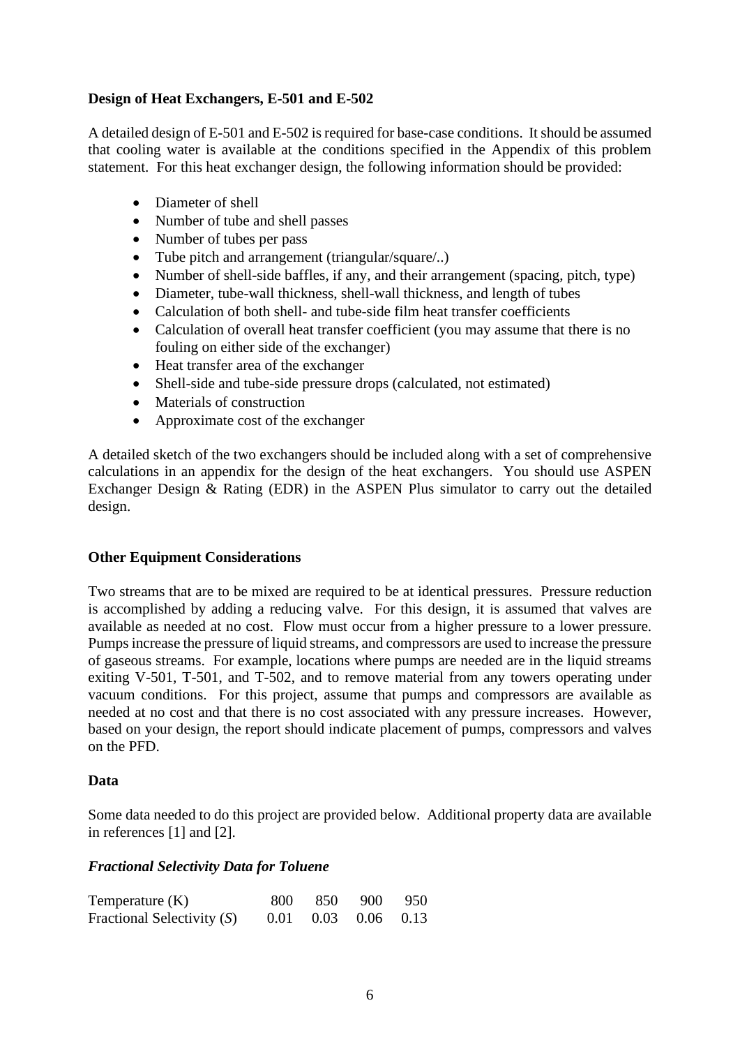**Design of Heat Exchangers, E-501 and E-502**

A detailed design of E-501 and E-502 is required for base-case conditions. It should be assumed that cooling water is available at the conditions specified in the Appendix of this problem statement. For this heat exchanger design, the following information should be provided:

- Diameter of shell
- Number of tube and shell passes
- Number of tubes per pass
- Tube pitch and arrangement (triangular/square/..)
- Number of shell-side baffles, if any, and their arrangement (spacing, pitch, type)
- Diameter, tube-wall thickness, shell-wall thickness, and length of tubes
- Calculation of both shell- and tube-side film heat transfer coefficients
- Calculation of overall heat transfer coefficient (you may assume that there is no fouling on either side of the exchanger)
- Heat transfer area of the exchanger
- Shell-side and tube-side pressure drops (calculated, not estimated)
- Materials of construction
- Approximate cost of the exchanger

A detailed sketch of the two exchangers should be included along with a set of comprehensive calculations in an appendix for the design of the heat exchangers. You should use ASPEN Exchanger Design & Rating (EDR) in the ASPEN Plus simulator to carry out the detailed design.

**Other Equipment Considerations**

Two streams that are to be mixed are required to be at identical pressures. Pressure reduction is accomplished by adding a reducing valve. For this design, it is assumed that valves are available as needed at no cost. Flow must occur from a higher pressure to a lower pressure. Pumps increase the pressure of liquid streams, and compressors are used to increase the pressure of gaseous streams. For example, locations where pumps are needed are in the liquid streams exiting V-501, T-501, and T-502, and to remove material from any towers operating under vacuum conditions. For this project, assume that pumps and compressors are available as needed at no cost and that there is no cost associated with any pressure increases. However, based on your design, the report should indicate placement of pumps, compressors and valves on the PFD.

**Data**

Some data needed to do this project are provided below. Additional property data are available in references [1] and [2].

***Fractional Selectivity Data for Toluene***

| Temperature (K) | 800 | 850 | 900 | 950 |
|---|---|---|---|---|
| Fractional Selectivity ($S$) | 0.01 | 0.03 | 0.06 | 0.13 |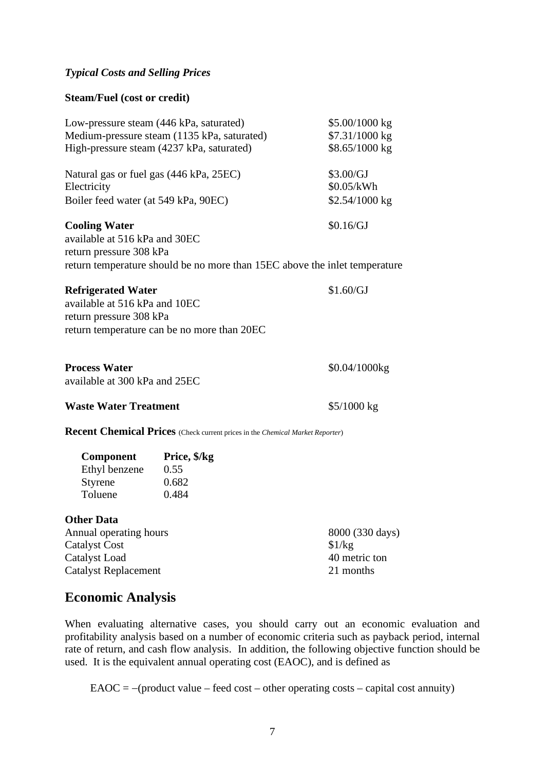### *Typical Costs and Selling Prices*

**Steam/Fuel (cost or credit)**

| | |
|---|---|
| Low-pressure steam (446 kPa, saturated) | \$5.00/1000 kg |
| Medium-pressure steam (1135 kPa, saturated) | \$7.31/1000 kg |
| High-pressure steam (4237 kPa, saturated) | \$8.65/1000 kg |
| Natural gas or fuel gas (446 kPa, 25EC) | \$3.00/GJ |
| Electricity | \$0.05/kWh |
| Boiler feed water (at 549 kPa, 90EC) | \$2.54/1000 kg |

**Cooling Water** \$0.16/GJ

available at 516 kPa and 30EC
return pressure 308 kPa
return temperature should be no more than 15EC above the inlet temperature

**Refrigerated Water** \$1.60/GJ

available at 516 kPa and 10EC
return pressure 308 kPa
return temperature can be no more than 20EC

**Process Water** \$0.04/1000kg

available at 300 kPa and 25EC

**Waste Water Treatment** \$5/1000 kg

**Recent Chemical Prices** (Check current prices in the *Chemical Market Reporter*)

| Component | Price, \$/kg |
|---|---|
| Ethyl benzene | 0.55 |
| Styrene | 0.682 |
| Toluene | 0.484 |

**Other Data**

| | |
|---|---|
| Annual operating hours | 8000 (330 days) |
| Catalyst Cost | \$1/kg |
| Catalyst Load | 40 metric ton |
| Catalyst Replacement | 21 months |

## Economic Analysis

When evaluating alternative cases, you should carry out an economic evaluation and profitability analysis based on a number of economic criteria such as payback period, internal rate of return, and cash flow analysis. In addition, the following objective function should be used. It is the equivalent annual operating cost (EAOC), and is defined as

EAOC = –(product value – feed cost – other operating costs – capital cost annuity)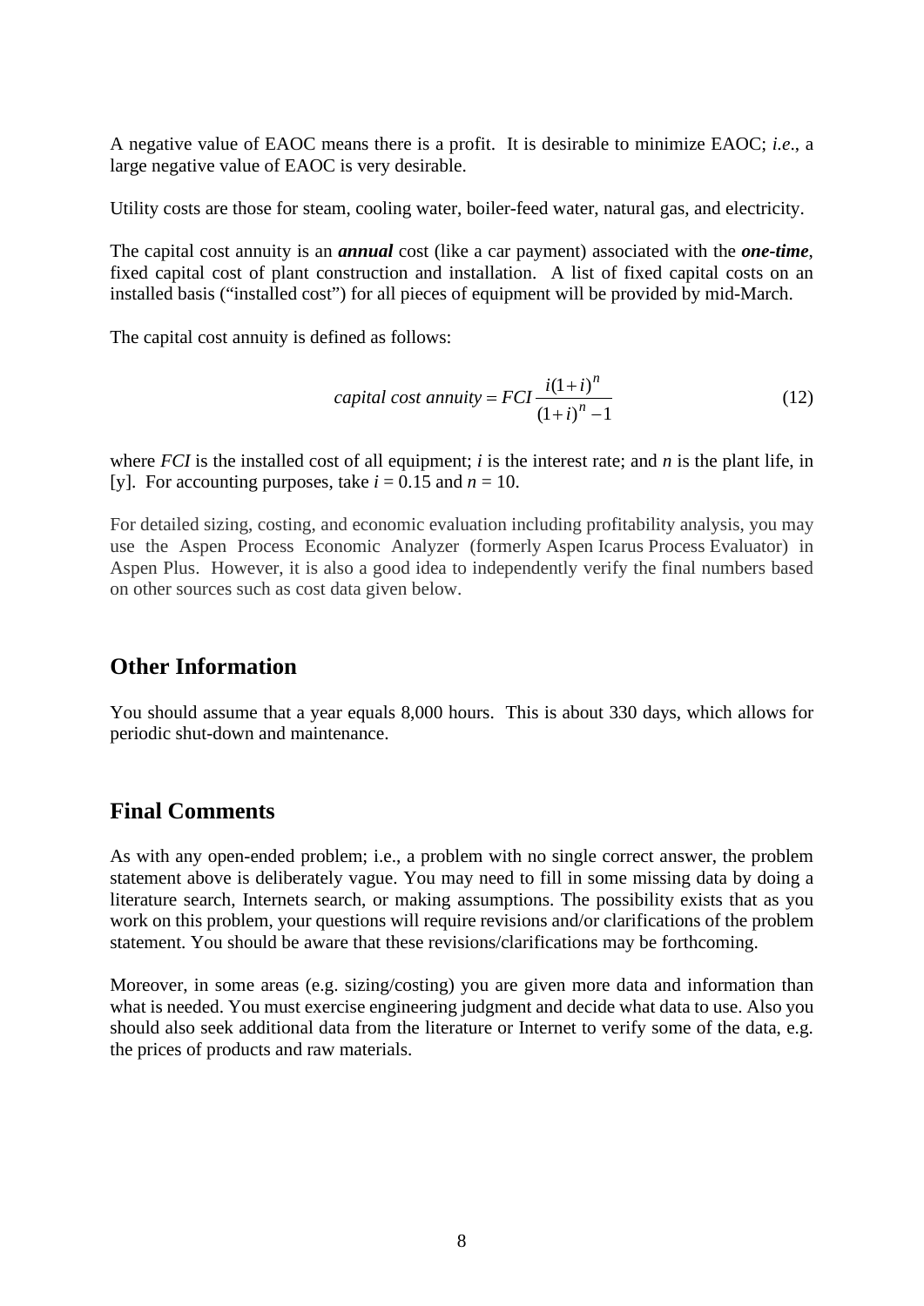A negative value of EAOC means there is a profit. It is desirable to minimize EAOC; *i.e*., a large negative value of EAOC is very desirable.

Utility costs are those for steam, cooling water, boiler-feed water, natural gas, and electricity.

The capital cost annuity is an ***annual*** cost (like a car payment) associated with the ***one-time***, fixed capital cost of plant construction and installation. A list of fixed capital costs on an installed basis ("installed cost") for all pieces of equipment will be provided by mid-March.

The capital cost annuity is defined as follows:

$$capital\ cost\ annuity = FCI \frac{i(1+i)^n}{(1+i)^n - 1} \tag{12}$$

where *FCI* is the installed cost of all equipment; *i* is the interest rate; and *n* is the plant life, in [y]. For accounting purposes, take $i = 0.15$ and $n = 10$.

For detailed sizing, costing, and economic evaluation including profitability analysis, you may use the Aspen Process Economic Analyzer (formerly Aspen Icarus Process Evaluator) in Aspen Plus. However, it is also a good idea to independently verify the final numbers based on other sources such as cost data given below.

## Other Information

You should assume that a year equals 8,000 hours. This is about 330 days, which allows for periodic shut-down and maintenance.

## Final Comments

As with any open-ended problem; i.e., a problem with no single correct answer, the problem statement above is deliberately vague. You may need to fill in some missing data by doing a literature search, Internets search, or making assumptions. The possibility exists that as you work on this problem, your questions will require revisions and/or clarifications of the problem statement. You should be aware that these revisions/clarifications may be forthcoming.

Moreover, in some areas (e.g. sizing/costing) you are given more data and information than what is needed. You must exercise engineering judgment and decide what data to use. Also you should also seek additional data from the literature or Internet to verify some of the data, e.g. the prices of products and raw materials.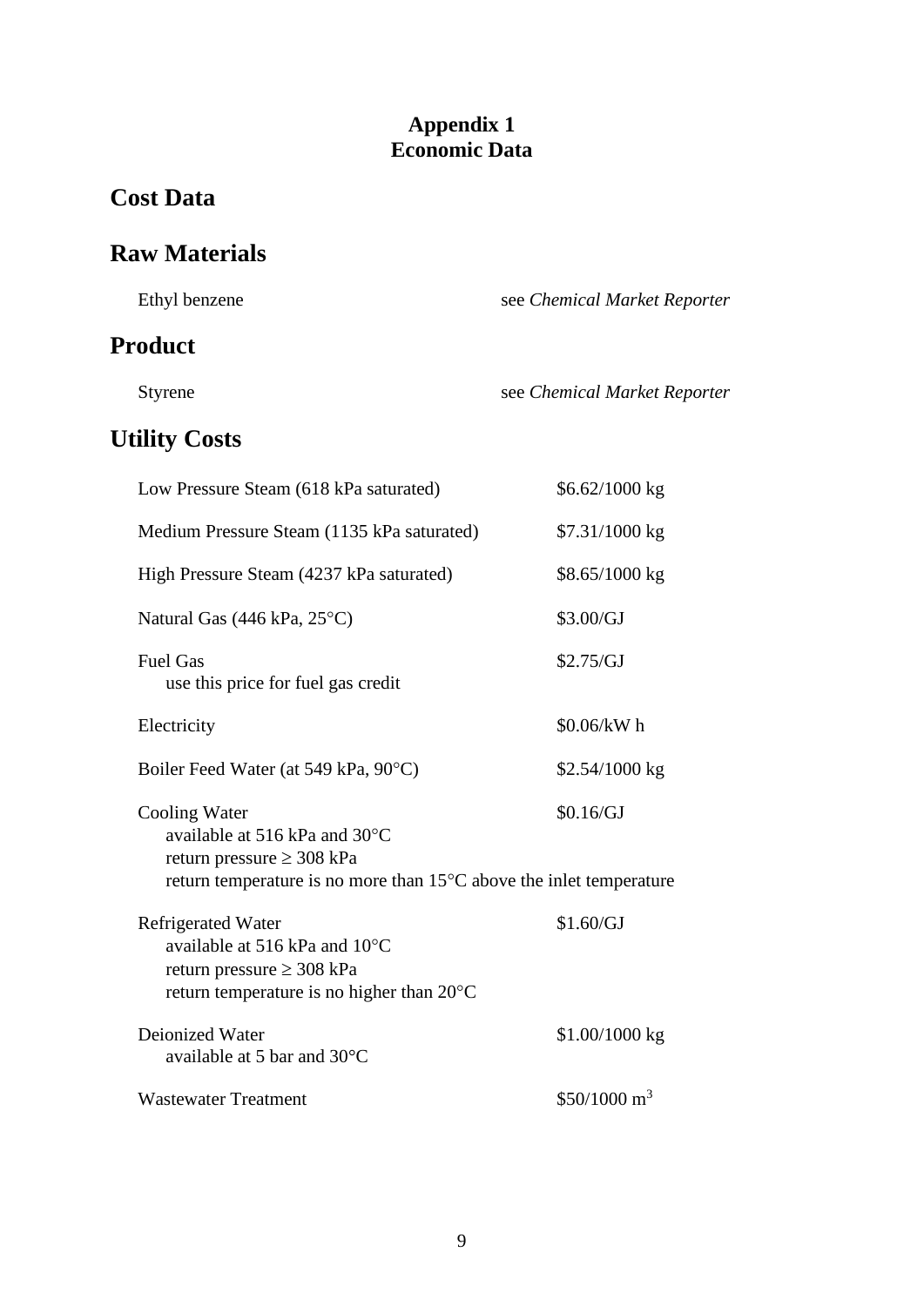**Appendix 1**
**Economic Data**

# Cost Data

# Raw Materials

| | |
|---|---|
| Ethyl benzene | see *Chemical Market Reporter* |

# Product

| | |
|---|---|
| Styrene | see *Chemical Market Reporter* |

# Utility Costs

| | |
|---|---|
| Low Pressure Steam (618 kPa saturated) | \$6.62/1000 kg |
| Medium Pressure Steam (1135 kPa saturated) | \$7.31/1000 kg |
| High Pressure Steam (4237 kPa saturated) | \$8.65/1000 kg |
| Natural Gas (446 kPa, 25°C) | \$3.00/GJ |
| Fuel Gas<br>use this price for fuel gas credit | \$2.75/GJ |
| Electricity | \$0.06/kW h |
| Boiler Feed Water (at 549 kPa, 90°C) | \$2.54/1000 kg |
| Cooling Water<br>available at 516 kPa and 30°C<br>return pressure ≥ 308 kPa<br>return temperature is no more than 15°C above the inlet temperature | \$0.16/GJ |
| Refrigerated Water<br>available at 516 kPa and 10°C<br>return pressure ≥ 308 kPa<br>return temperature is no higher than 20°C | \$1.60/GJ |
| Deionized Water<br>available at 5 bar and 30°C | \$1.00/1000 kg |
| Wastewater Treatment | \$50/1000 $m^3$ |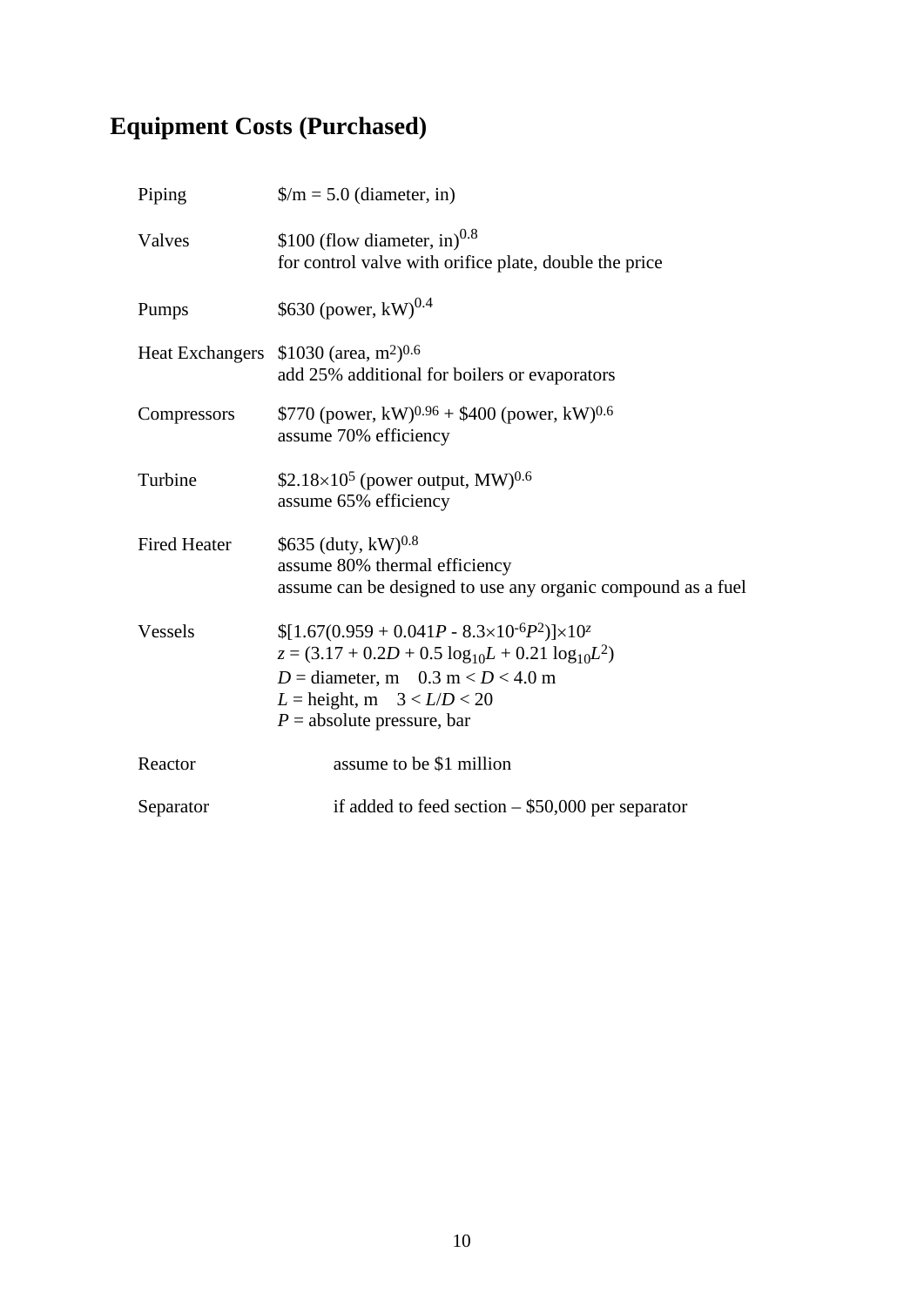# Equipment Costs (Purchased)

| | |
|---|---|
| Piping | \$/m = 5.0 (diameter, in) |
| Valves | \$100 (flow diameter, in)$^{0.8}$<br>for control valve with orifice plate, double the price |
| Pumps | \$630 (power, kW)$^{0.4}$ |
| Heat Exchangers | \$1030 (area, m$^2$)$^{0.6}$<br>add 25% additional for boilers or evaporators |
| Compressors | \$770 (power, kW)$^{0.96}$ + \$400 (power, kW)$^{0.6}$<br>assume 70% efficiency |
| Turbine | \$2.18×10$^5$ (power output, MW)$^{0.6}$<br>assume 65% efficiency |
| Fired Heater | \$635 (duty, kW)$^{0.8}$<br>assume 80% thermal efficiency<br>assume can be designed to use any organic compound as a fuel |
| Vessels | $\$[1.67(0.959 + 0.041P - 8.3\times10^{-6}P^2)]\times10^z$<br>$z = (3.17 + 0.2D + 0.5 \log_{10}L + 0.21 \log_{10}L^2)$<br>$D$ = diameter, m $\quad 0.3 \text{ m} < D < 4.0 \text{ m}$<br>$L$ = height, m $\quad 3 < L/D < 20$<br>$P$ = absolute pressure, bar |
| Reactor | assume to be \$1 million |
| Separator | if added to feed section – \$50,000 per separator |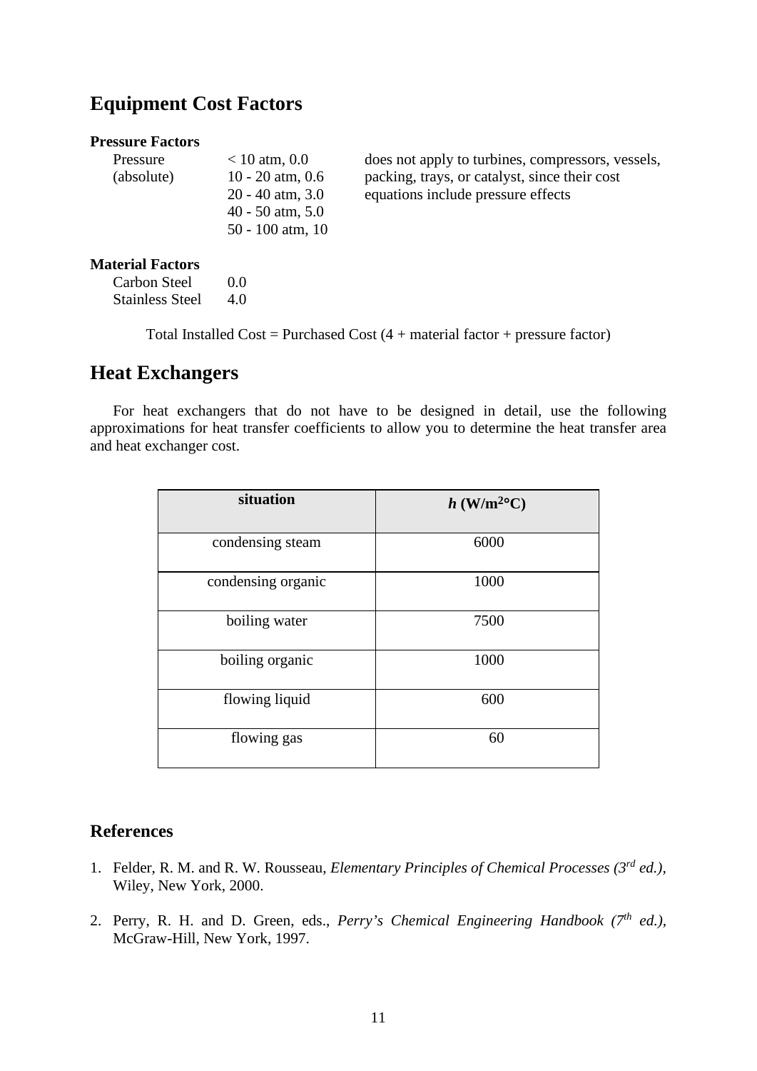## Equipment Cost Factors

**Pressure Factors**

| | | |
|---|---|---|
| Pressure (absolute) | < 10 atm, 0.0 | does not apply to turbines, compressors, vessels, packing, trays, or catalyst, since their cost equations include pressure effects |
| | 10 - 20 atm, 0.6 | |
| | 20 - 40 atm, 3.0 | |
| | 40 - 50 atm, 5.0 | |
| | 50 - 100 atm, 10 | |

**Material Factors**

| | |
|---|---|
| Carbon Steel | 0.0 |
| Stainless Steel | 4.0 |

Total Installed Cost = Purchased Cost (4 + material factor + pressure factor)

## Heat Exchangers

For heat exchangers that do not have to be designed in detail, use the following approximations for heat transfer coefficients to allow you to determine the heat transfer area and heat exchanger cost.

| situation | *h* (W/m²°C) |
|---|---|
| condensing steam | 6000 |
| condensing organic | 1000 |
| boiling water | 7500 |
| boiling organic | 1000 |
| flowing liquid | 600 |
| flowing gas | 60 |

## References

1. Felder, R. M. and R. W. Rousseau, *Elementary Principles of Chemical Processes (3rd ed.)*, Wiley, New York, 2000.
2. Perry, R. H. and D. Green, eds., *Perry's Chemical Engineering Handbook (7th ed.)*, McGraw-Hill, New York, 1997.